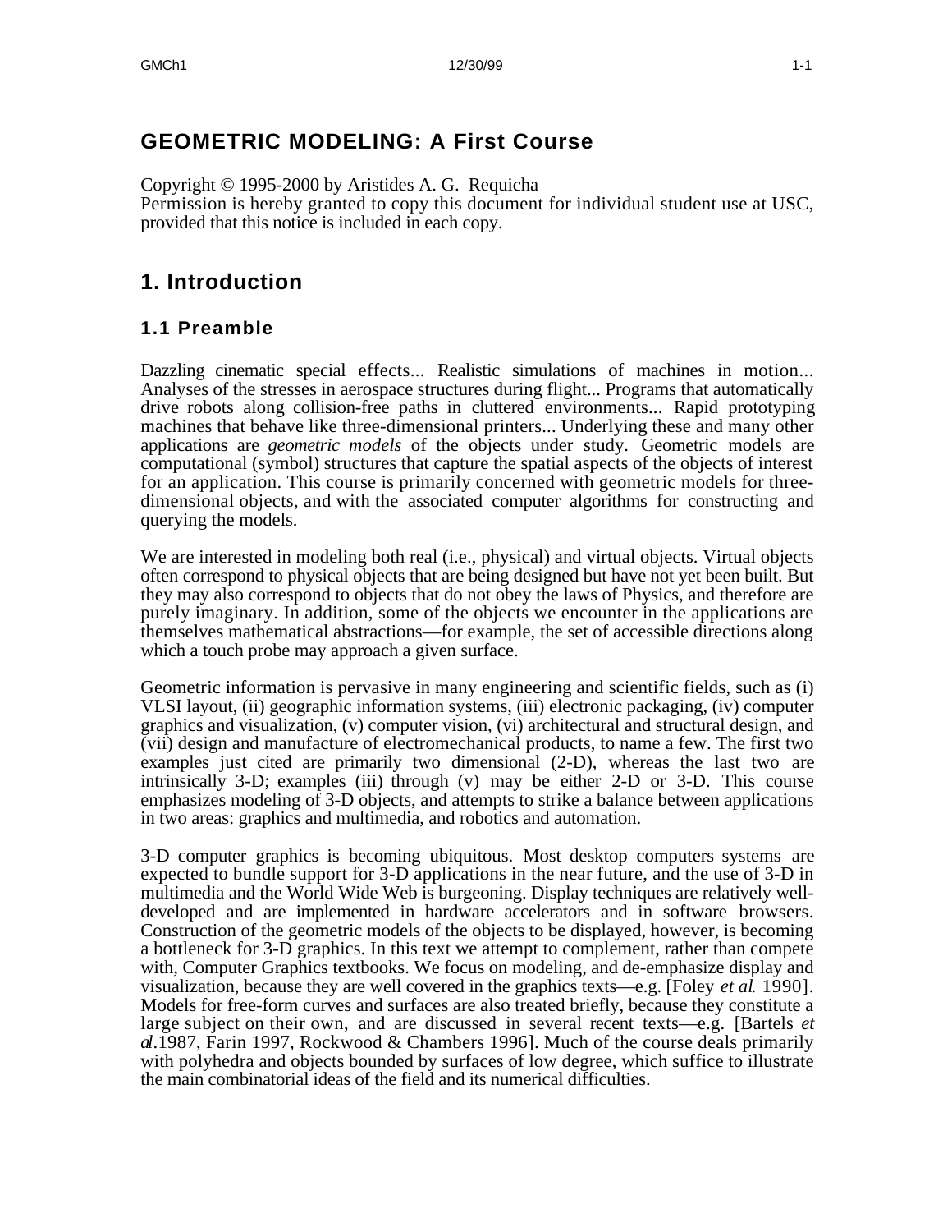# GEOMETRIC MODELING: A First Course

Copyright © 1995-2000 by Aristides A. G. Requicha
Permission is hereby granted to copy this document for individual student use at USC, provided that this notice is included in each copy.

## 1. Introduction

### 1.1 Preamble

Dazzling cinematic special effects... Realistic simulations of machines in motion... Analyses of the stresses in aerospace structures during flight... Programs that automatically drive robots along collision-free paths in cluttered environments... Rapid prototyping machines that behave like three-dimensional printers... Underlying these and many other applications are *geometric models* of the objects under study. Geometric models are computational (symbol) structures that capture the spatial aspects of the objects of interest for an application. This course is primarily concerned with geometric models for three-dimensional objects, and with the associated computer algorithms for constructing and querying the models.

We are interested in modeling both real (i.e., physical) and virtual objects. Virtual objects often correspond to physical objects that are being designed but have not yet been built. But they may also correspond to objects that do not obey the laws of Physics, and therefore are purely imaginary. In addition, some of the objects we encounter in the applications are themselves mathematical abstractions—for example, the set of accessible directions along which a touch probe may approach a given surface.

Geometric information is pervasive in many engineering and scientific fields, such as (i) VLSI layout, (ii) geographic information systems, (iii) electronic packaging, (iv) computer graphics and visualization, (v) computer vision, (vi) architectural and structural design, and (vii) design and manufacture of electromechanical products, to name a few. The first two examples just cited are primarily two dimensional (2-D), whereas the last two are intrinsically 3-D; examples (iii) through (v) may be either 2-D or 3-D. This course emphasizes modeling of 3-D objects, and attempts to strike a balance between applications in two areas: graphics and multimedia, and robotics and automation.

3-D computer graphics is becoming ubiquitous. Most desktop computers systems are expected to bundle support for 3-D applications in the near future, and the use of 3-D in multimedia and the World Wide Web is burgeoning. Display techniques are relatively well-developed and are implemented in hardware accelerators and in software browsers. Construction of the geometric models of the objects to be displayed, however, is becoming a bottleneck for 3-D graphics. In this text we attempt to complement, rather than compete with, Computer Graphics textbooks. We focus on modeling, and de-emphasize display and visualization, because they are well covered in the graphics texts—e.g. [Foley *et al.* 1990]. Models for free-form curves and surfaces are also treated briefly, because they constitute a large subject on their own, and are discussed in several recent texts—e.g. [Bartels *et al.*1987, Farin 1997, Rockwood & Chambers 1996]. Much of the course deals primarily with polyhedra and objects bounded by surfaces of low degree, which suffice to illustrate the main combinatorial ideas of the field and its numerical difficulties.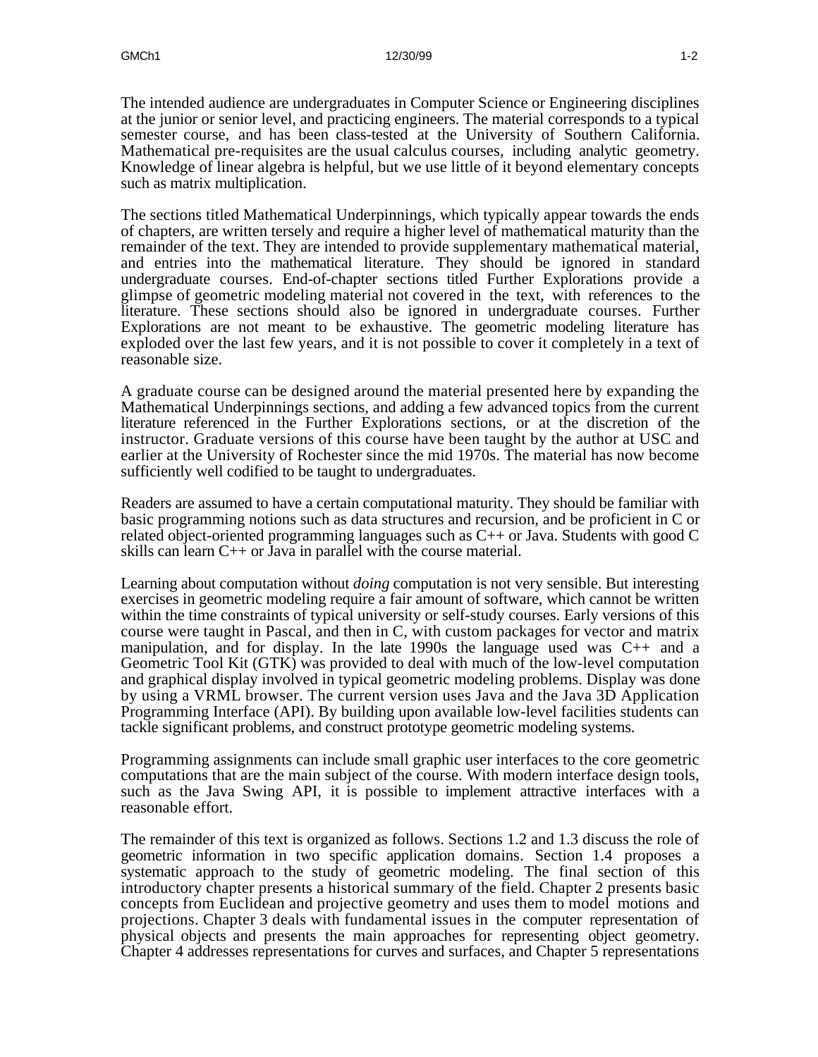The intended audience are undergraduates in Computer Science or Engineering disciplines at the junior or senior level, and practicing engineers. The material corresponds to a typical semester course, and has been class-tested at the University of Southern California. Mathematical pre-requisites are the usual calculus courses, including analytic geometry. Knowledge of linear algebra is helpful, but we use little of it beyond elementary concepts such as matrix multiplication.

The sections titled Mathematical Underpinnings, which typically appear towards the ends of chapters, are written tersely and require a higher level of mathematical maturity than the remainder of the text. They are intended to provide supplementary mathematical material, and entries into the mathematical literature. They should be ignored in standard undergraduate courses. End-of-chapter sections titled Further Explorations provide a glimpse of geometric modeling material not covered in the text, with references to the literature. These sections should also be ignored in undergraduate courses. Further Explorations are not meant to be exhaustive. The geometric modeling literature has exploded over the last few years, and it is not possible to cover it completely in a text of reasonable size.

A graduate course can be designed around the material presented here by expanding the Mathematical Underpinnings sections, and adding a few advanced topics from the current literature referenced in the Further Explorations sections, or at the discretion of the instructor. Graduate versions of this course have been taught by the author at USC and earlier at the University of Rochester since the mid 1970s. The material has now become sufficiently well codified to be taught to undergraduates.

Readers are assumed to have a certain computational maturity. They should be familiar with basic programming notions such as data structures and recursion, and be proficient in C or related object-oriented programming languages such as C++ or Java. Students with good C skills can learn C++ or Java in parallel with the course material.

Learning about computation without *doing* computation is not very sensible. But interesting exercises in geometric modeling require a fair amount of software, which cannot be written within the time constraints of typical university or self-study courses. Early versions of this course were taught in Pascal, and then in C, with custom packages for vector and matrix manipulation, and for display. In the late 1990s the language used was C++ and a Geometric Tool Kit (GTK) was provided to deal with much of the low-level computation and graphical display involved in typical geometric modeling problems. Display was done by using a VRML browser. The current version uses Java and the Java 3D Application Programming Interface (API). By building upon available low-level facilities students can tackle significant problems, and construct prototype geometric modeling systems.

Programming assignments can include small graphic user interfaces to the core geometric computations that are the main subject of the course. With modern interface design tools, such as the Java Swing API, it is possible to implement attractive interfaces with a reasonable effort.

The remainder of this text is organized as follows. Sections 1.2 and 1.3 discuss the role of geometric information in two specific application domains. Section 1.4 proposes a systematic approach to the study of geometric modeling. The final section of this introductory chapter presents a historical summary of the field. Chapter 2 presents basic concepts from Euclidean and projective geometry and uses them to model motions and projections. Chapter 3 deals with fundamental issues in the computer representation of physical objects and presents the main approaches for representing object geometry. Chapter 4 addresses representations for curves and surfaces, and Chapter 5 representations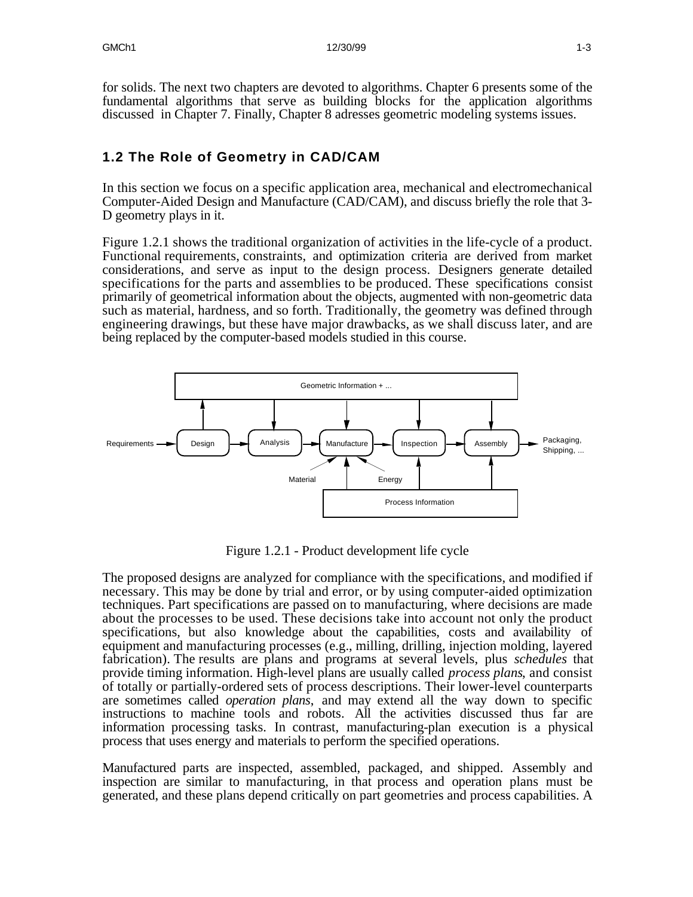for solids. The next two chapters are devoted to algorithms. Chapter 6 presents some of the fundamental algorithms that serve as building blocks for the application algorithms discussed in Chapter 7. Finally, Chapter 8 adresses geometric modeling systems issues.

## 1.2 The Role of Geometry in CAD/CAM

In this section we focus on a specific application area, mechanical and electromechanical Computer-Aided Design and Manufacture (CAD/CAM), and discuss briefly the role that 3-D geometry plays in it.

Figure 1.2.1 shows the traditional organization of activities in the life-cycle of a product. Functional requirements, constraints, and optimization criteria are derived from market considerations, and serve as input to the design process. Designers generate detailed specifications for the parts and assemblies to be produced. These specifications consist primarily of geometrical information about the objects, augmented with non-geometric data such as material, hardness, and so forth. Traditionally, the geometry was defined through engineering drawings, but these have major drawbacks, as we shall discuss later, and are being replaced by the computer-based models studied in this course.

Figure 1.2.1 - Product development life cycle

The proposed designs are analyzed for compliance with the specifications, and modified if necessary. This may be done by trial and error, or by using computer-aided optimization techniques. Part specifications are passed on to manufacturing, where decisions are made about the processes to be used. These decisions take into account not only the product specifications, but also knowledge about the capabilities, costs and availability of equipment and manufacturing processes (e.g., milling, drilling, injection molding, layered fabrication). The results are plans and programs at several levels, plus *schedules* that provide timing information. High-level plans are usually called *process plans*, and consist of totally or partially-ordered sets of process descriptions. Their lower-level counterparts are sometimes called *operation plans*, and may extend all the way down to specific instructions to machine tools and robots. All the activities discussed thus far are information processing tasks. In contrast, manufacturing-plan execution is a physical process that uses energy and materials to perform the specified operations.

Manufactured parts are inspected, assembled, packaged, and shipped. Assembly and inspection are similar to manufacturing, in that process and operation plans must be generated, and these plans depend critically on part geometries and process capabilities. A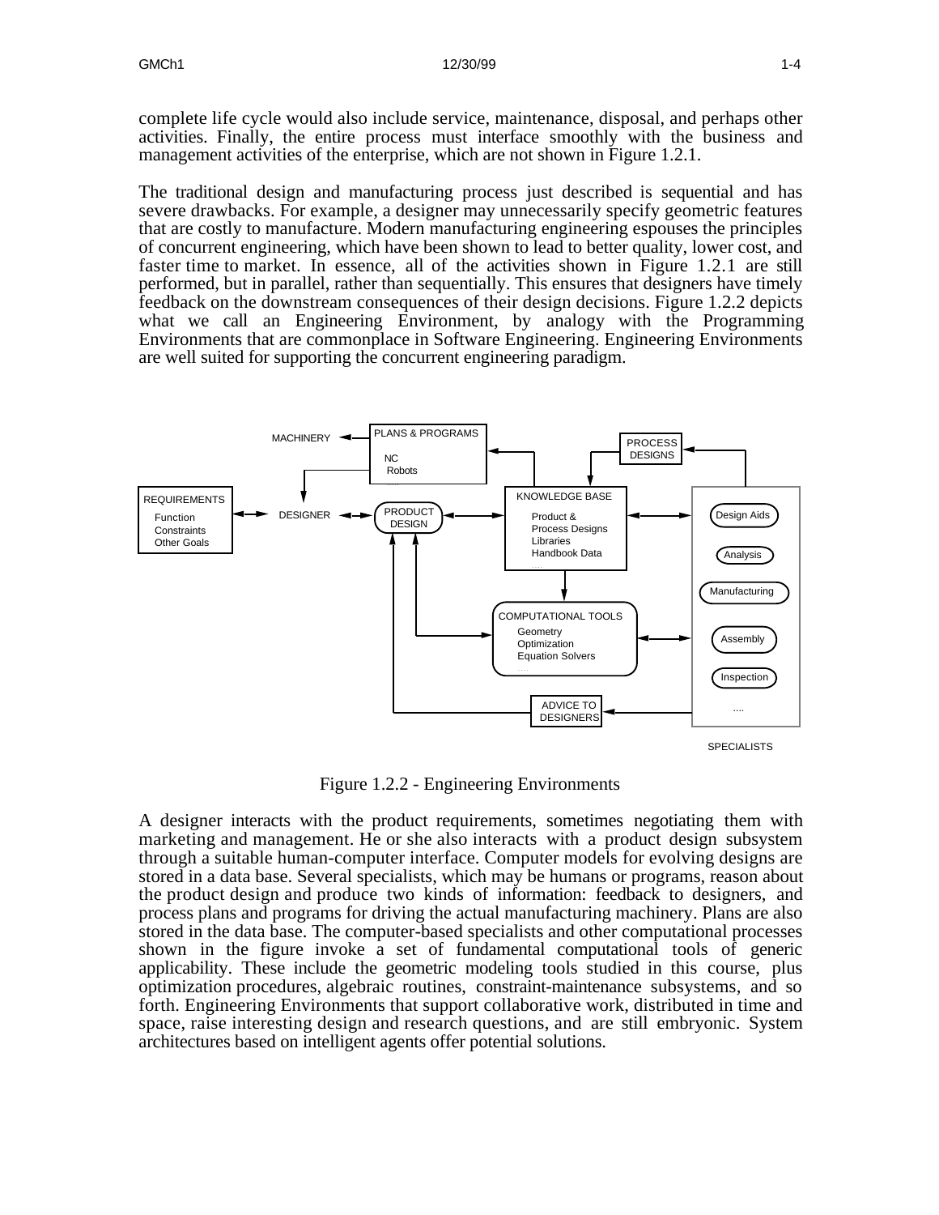complete life cycle would also include service, maintenance, disposal, and perhaps other activities. Finally, the entire process must interface smoothly with the business and management activities of the enterprise, which are not shown in Figure 1.2.1.

The traditional design and manufacturing process just described is sequential and has severe drawbacks. For example, a designer may unnecessarily specify geometric features that are costly to manufacture. Modern manufacturing engineering espouses the principles of concurrent engineering, which have been shown to lead to better quality, lower cost, and faster time to market. In essence, all of the activities shown in Figure 1.2.1 are still performed, but in parallel, rather than sequentially. This ensures that designers have timely feedback on the downstream consequences of their design decisions. Figure 1.2.2 depicts what we call an Engineering Environment, by analogy with the Programming Environments that are commonplace in Software Engineering. Engineering Environments are well suited for supporting the concurrent engineering paradigm.

Figure 1.2.2 - Engineering Environments

A designer interacts with the product requirements, sometimes negotiating them with marketing and management. He or she also interacts with a product design subsystem through a suitable human-computer interface. Computer models for evolving designs are stored in a data base. Several specialists, which may be humans or programs, reason about the product design and produce two kinds of information: feedback to designers, and process plans and programs for driving the actual manufacturing machinery. Plans are also stored in the data base. The computer-based specialists and other computational processes shown in the figure invoke a set of fundamental computational tools of generic applicability. These include the geometric modeling tools studied in this course, plus optimization procedures, algebraic routines, constraint-maintenance subsystems, and so forth. Engineering Environments that support collaborative work, distributed in time and space, raise interesting design and research questions, and are still embryonic. System architectures based on intelligent agents offer potential solutions.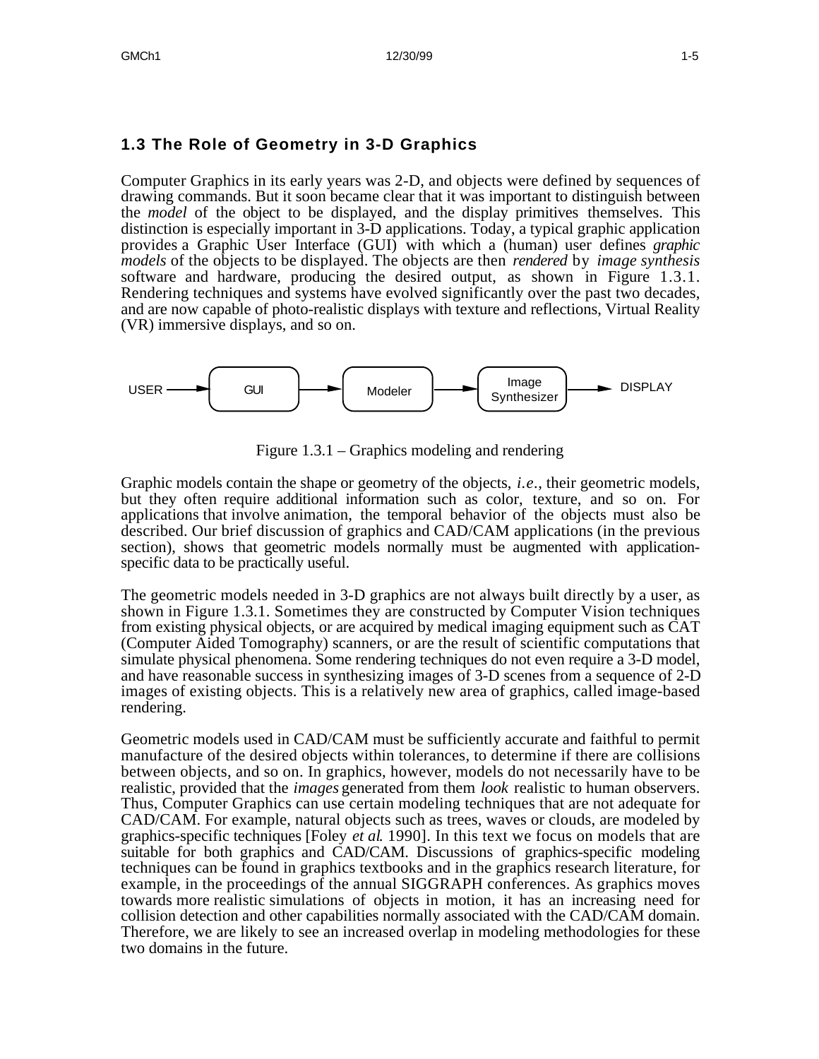## 1.3 The Role of Geometry in 3-D Graphics

Computer Graphics in its early years was 2-D, and objects were defined by sequences of drawing commands. But it soon became clear that it was important to distinguish between the *model* of the object to be displayed, and the display primitives themselves. This distinction is especially important in 3-D applications. Today, a typical graphic application provides a Graphic User Interface (GUI) with which a (human) user defines *graphic models* of the objects to be displayed. The objects are then *rendered* by *image synthesis* software and hardware, producing the desired output, as shown in Figure 1.3.1. Rendering techniques and systems have evolved significantly over the past two decades, and are now capable of photo-realistic displays with texture and reflections, Virtual Reality (VR) immersive displays, and so on.

USER → GUI → Modeler → Image Synthesizer → DISPLAY

Figure 1.3.1 – Graphics modeling and rendering

Graphic models contain the shape or geometry of the objects, *i.e.*, their geometric models, but they often require additional information such as color, texture, and so on. For applications that involve animation, the temporal behavior of the objects must also be described. Our brief discussion of graphics and CAD/CAM applications (in the previous section), shows that geometric models normally must be augmented with application-specific data to be practically useful.

The geometric models needed in 3-D graphics are not always built directly by a user, as shown in Figure 1.3.1. Sometimes they are constructed by Computer Vision techniques from existing physical objects, or are acquired by medical imaging equipment such as CAT (Computer Aided Tomography) scanners, or are the result of scientific computations that simulate physical phenomena. Some rendering techniques do not even require a 3-D model, and have reasonable success in synthesizing images of 3-D scenes from a sequence of 2-D images of existing objects. This is a relatively new area of graphics, called image-based rendering.

Geometric models used in CAD/CAM must be sufficiently accurate and faithful to permit manufacture of the desired objects within tolerances, to determine if there are collisions between objects, and so on. In graphics, however, models do not necessarily have to be realistic, provided that the *images* generated from them *look* realistic to human observers. Thus, Computer Graphics can use certain modeling techniques that are not adequate for CAD/CAM. For example, natural objects such as trees, waves or clouds, are modeled by graphics-specific techniques [Foley *et al.* 1990]. In this text we focus on models that are suitable for both graphics and CAD/CAM. Discussions of graphics-specific modeling techniques can be found in graphics textbooks and in the graphics research literature, for example, in the proceedings of the annual SIGGRAPH conferences. As graphics moves towards more realistic simulations of objects in motion, it has an increasing need for collision detection and other capabilities normally associated with the CAD/CAM domain. Therefore, we are likely to see an increased overlap in modeling methodologies for these two domains in the future.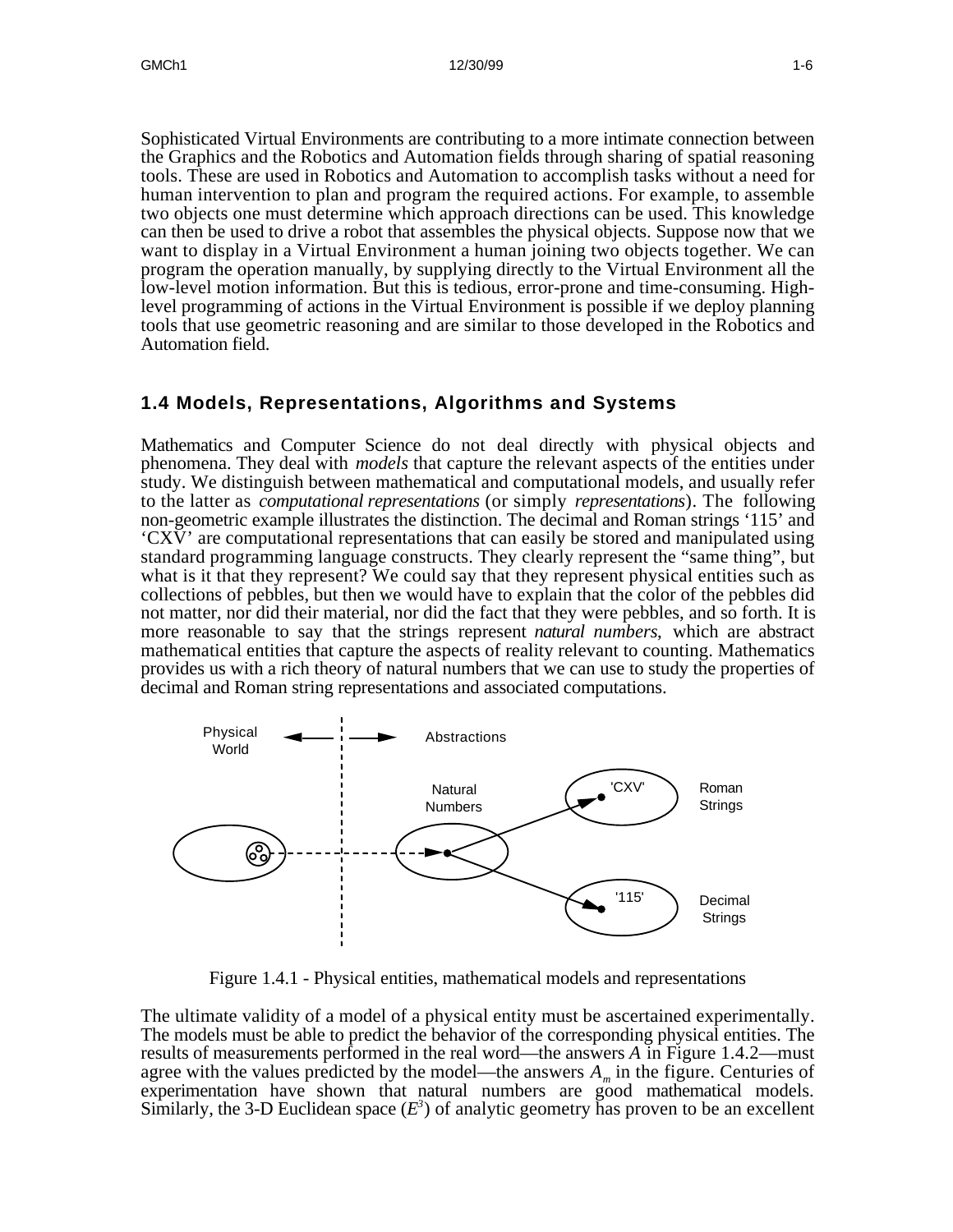Sophisticated Virtual Environments are contributing to a more intimate connection between the Graphics and the Robotics and Automation fields through sharing of spatial reasoning tools. These are used in Robotics and Automation to accomplish tasks without a need for human intervention to plan and program the required actions. For example, to assemble two objects one must determine which approach directions can be used. This knowledge can then be used to drive a robot that assembles the physical objects. Suppose now that we want to display in a Virtual Environment a human joining two objects together. We can program the operation manually, by supplying directly to the Virtual Environment all the low-level motion information. But this is tedious, error-prone and time-consuming. High-level programming of actions in the Virtual Environment is possible if we deploy planning tools that use geometric reasoning and are similar to those developed in the Robotics and Automation field.

## 1.4 Models, Representations, Algorithms and Systems

Mathematics and Computer Science do not deal directly with physical objects and phenomena. They deal with *models* that capture the relevant aspects of the entities under study. We distinguish between mathematical and computational models, and usually refer to the latter as *computational representations* (or simply *representations*). The following non-geometric example illustrates the distinction. The decimal and Roman strings '115' and 'CXV' are computational representations that can easily be stored and manipulated using standard programming language constructs. They clearly represent the "same thing", but what is it that they represent? We could say that they represent physical entities such as collections of pebbles, but then we would have to explain that the color of the pebbles did not matter, nor did their material, nor did the fact that they were pebbles, and so forth. It is more reasonable to say that the strings represent *natural numbers*, which are abstract mathematical entities that capture the aspects of reality relevant to counting. Mathematics provides us with a rich theory of natural numbers that we can use to study the properties of decimal and Roman string representations and associated computations.

Physical World | Abstractions

Natural Numbers — 'CXV' Roman Strings — '115' Decimal Strings

Figure 1.4.1 - Physical entities, mathematical models and representations

The ultimate validity of a model of a physical entity must be ascertained experimentally. The models must be able to predict the behavior of the corresponding physical entities. The results of measurements performed in the real word—the answers $A$ in Figure 1.4.2—must agree with the values predicted by the model—the answers $A_m$ in the figure. Centuries of experimentation have shown that natural numbers are good mathematical models. Similarly, the 3-D Euclidean space ($E^3$) of analytic geometry has proven to be an excellent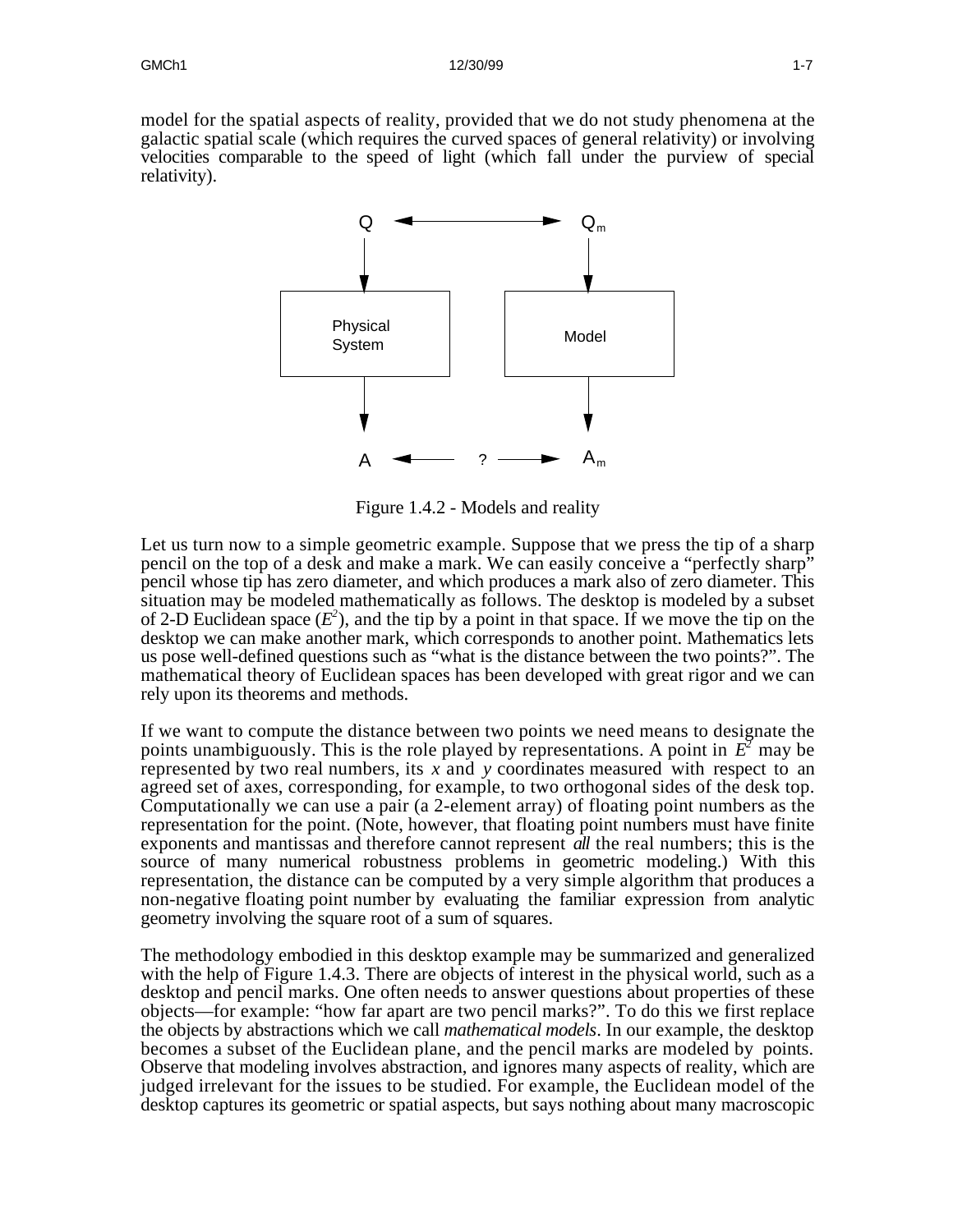model for the spatial aspects of reality, provided that we do not study phenomena at the galactic spatial scale (which requires the curved spaces of general relativity) or involving velocities comparable to the speed of light (which fall under the purview of special relativity).

Figure 1.4.2 - Models and reality

Let us turn now to a simple geometric example. Suppose that we press the tip of a sharp pencil on the top of a desk and make a mark. We can easily conceive a "perfectly sharp" pencil whose tip has zero diameter, and which produces a mark also of zero diameter. This situation may be modeled mathematically as follows. The desktop is modeled by a subset of 2-D Euclidean space ($E^2$), and the tip by a point in that space. If we move the tip on the desktop we can make another mark, which corresponds to another point. Mathematics lets us pose well-defined questions such as "what is the distance between the two points?". The mathematical theory of Euclidean spaces has been developed with great rigor and we can rely upon its theorems and methods.

If we want to compute the distance between two points we need means to designate the points unambiguously. This is the role played by representations. A point in $E^2$ may be represented by two real numbers, its $x$ and $y$ coordinates measured with respect to an agreed set of axes, corresponding, for example, to two orthogonal sides of the desk top. Computationally we can use a pair (a 2-element array) of floating point numbers as the representation for the point. (Note, however, that floating point numbers must have finite exponents and mantissas and therefore cannot represent *all* the real numbers; this is the source of many numerical robustness problems in geometric modeling.) With this representation, the distance can be computed by a very simple algorithm that produces a non-negative floating point number by evaluating the familiar expression from analytic geometry involving the square root of a sum of squares.

The methodology embodied in this desktop example may be summarized and generalized with the help of Figure 1.4.3. There are objects of interest in the physical world, such as a desktop and pencil marks. One often needs to answer questions about properties of these objects—for example: "how far apart are two pencil marks?". To do this we first replace the objects by abstractions which we call *mathematical models*. In our example, the desktop becomes a subset of the Euclidean plane, and the pencil marks are modeled by points. Observe that modeling involves abstraction, and ignores many aspects of reality, which are judged irrelevant for the issues to be studied. For example, the Euclidean model of the desktop captures its geometric or spatial aspects, but says nothing about many macroscopic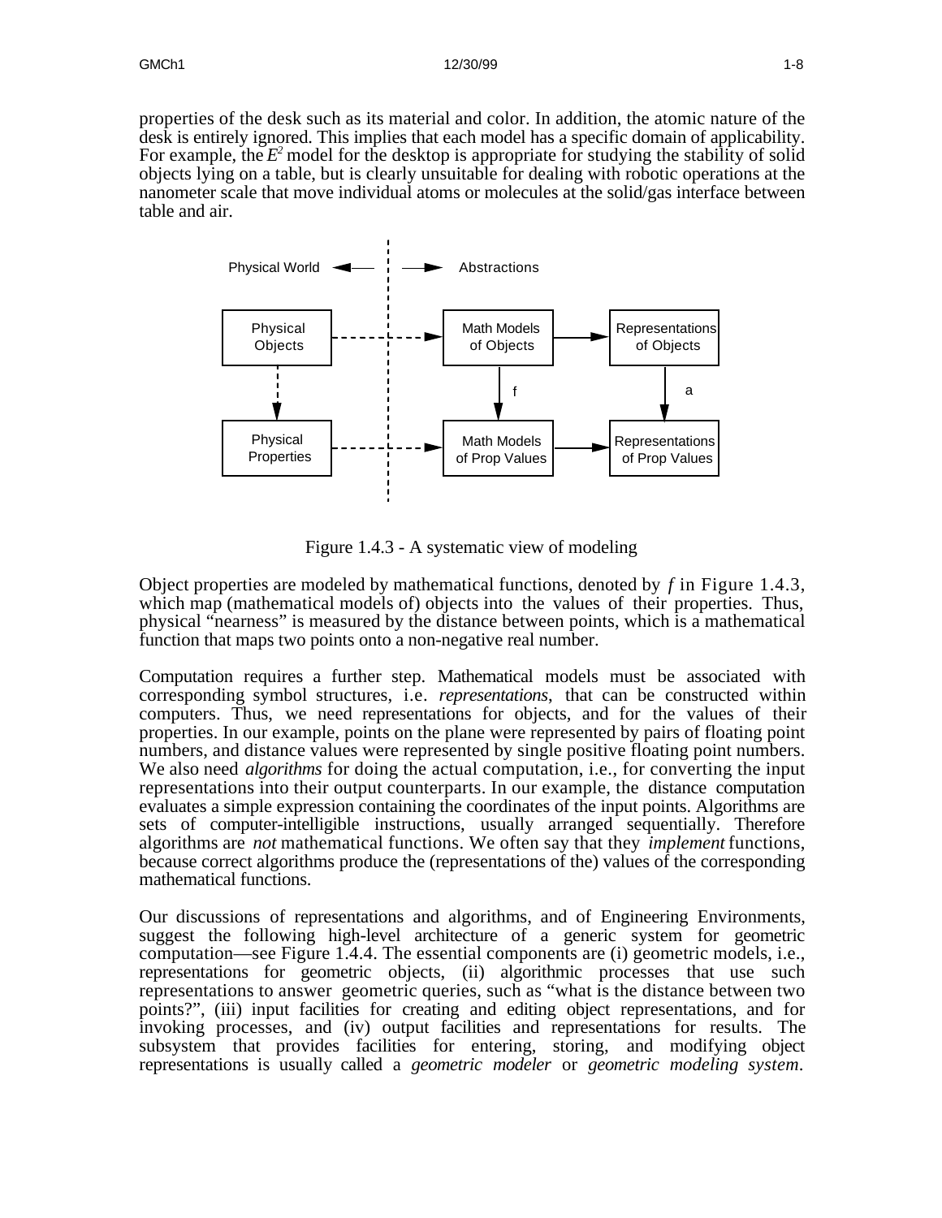properties of the desk such as its material and color. In addition, the atomic nature of the desk is entirely ignored. This implies that each model has a specific domain of applicability. For example, the $E^2$ model for the desktop is appropriate for studying the stability of solid objects lying on a table, but is clearly unsuitable for dealing with robotic operations at the nanometer scale that move individual atoms or molecules at the solid/gas interface between table and air.

Figure 1.4.3 - A systematic view of modeling

Object properties are modeled by mathematical functions, denoted by $f$ in Figure 1.4.3, which map (mathematical models of) objects into the values of their properties. Thus, physical "nearness" is measured by the distance between points, which is a mathematical function that maps two points onto a non-negative real number.

Computation requires a further step. Mathematical models must be associated with corresponding symbol structures, i.e. *representations*, that can be constructed within computers. Thus, we need representations for objects, and for the values of their properties. In our example, points on the plane were represented by pairs of floating point numbers, and distance values were represented by single positive floating point numbers. We also need *algorithms* for doing the actual computation, i.e., for converting the input representations into their output counterparts. In our example, the distance computation evaluates a simple expression containing the coordinates of the input points. Algorithms are sets of computer-intelligible instructions, usually arranged sequentially. Therefore algorithms are *not* mathematical functions. We often say that they *implement* functions, because correct algorithms produce the (representations of the) values of the corresponding mathematical functions.

Our discussions of representations and algorithms, and of Engineering Environments, suggest the following high-level architecture of a generic system for geometric computation—see Figure 1.4.4. The essential components are (i) geometric models, i.e., representations for geometric objects, (ii) algorithmic processes that use such representations to answer geometric queries, such as "what is the distance between two points?", (iii) input facilities for creating and editing object representations, and for invoking processes, and (iv) output facilities and representations for results. The subsystem that provides facilities for entering, storing, and modifying object representations is usually called a *geometric modeler* or *geometric modeling system*.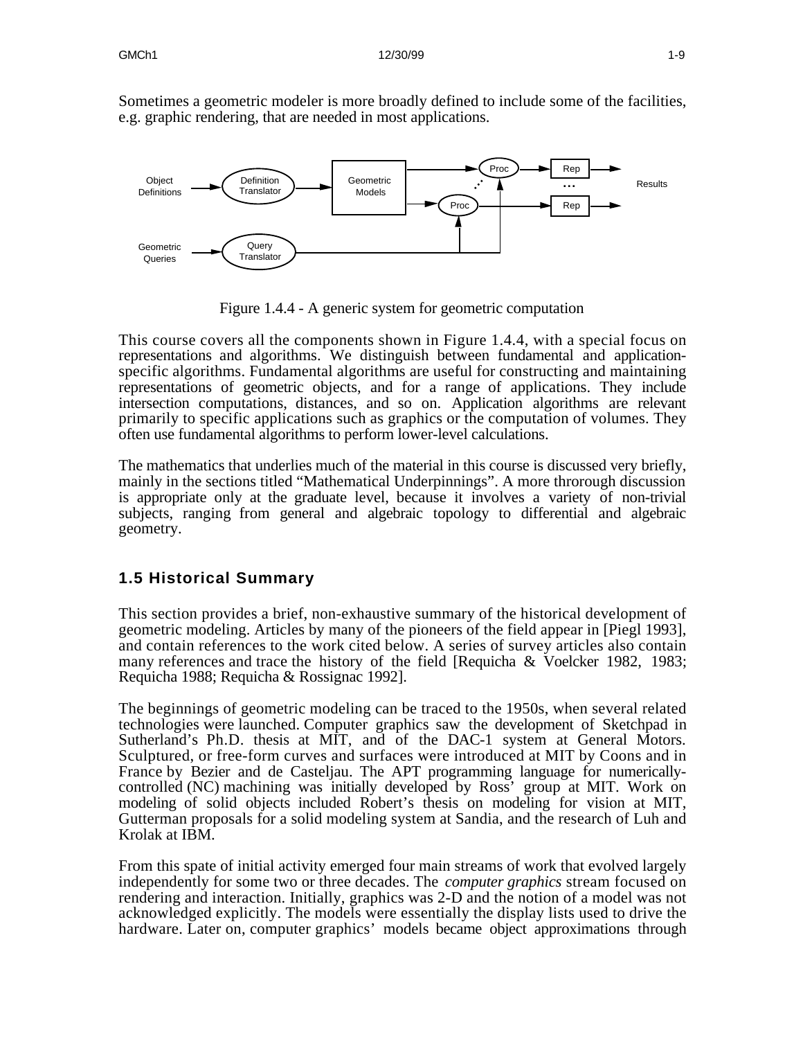Sometimes a geometric modeler is more broadly defined to include some of the facilities, e.g. graphic rendering, that are needed in most applications.

Figure 1.4.4 - A generic system for geometric computation

This course covers all the components shown in Figure 1.4.4, with a special focus on representations and algorithms. We distinguish between fundamental and application-specific algorithms. Fundamental algorithms are useful for constructing and maintaining representations of geometric objects, and for a range of applications. They include intersection computations, distances, and so on. Application algorithms are relevant primarily to specific applications such as graphics or the computation of volumes. They often use fundamental algorithms to perform lower-level calculations.

The mathematics that underlies much of the material in this course is discussed very briefly, mainly in the sections titled "Mathematical Underpinnings". A more throrough discussion is appropriate only at the graduate level, because it involves a variety of non-trivial subjects, ranging from general and algebraic topology to differential and algebraic geometry.

## 1.5 Historical Summary

This section provides a brief, non-exhaustive summary of the historical development of geometric modeling. Articles by many of the pioneers of the field appear in [Piegl 1993], and contain references to the work cited below. A series of survey articles also contain many references and trace the history of the field [Requicha & Voelcker 1982, 1983; Requicha 1988; Requicha & Rossignac 1992].

The beginnings of geometric modeling can be traced to the 1950s, when several related technologies were launched. Computer graphics saw the development of Sketchpad in Sutherland's Ph.D. thesis at MIT, and of the DAC-1 system at General Motors. Sculptured, or free-form curves and surfaces were introduced at MIT by Coons and in France by Bezier and de Casteljau. The APT programming language for numerically-controlled (NC) machining was initially developed by Ross' group at MIT. Work on modeling of solid objects included Robert's thesis on modeling for vision at MIT, Gutterman proposals for a solid modeling system at Sandia, and the research of Luh and Krolak at IBM.

From this spate of initial activity emerged four main streams of work that evolved largely independently for some two or three decades. The *computer graphics* stream focused on rendering and interaction. Initially, graphics was 2-D and the notion of a model was not acknowledged explicitly. The models were essentially the display lists used to drive the hardware. Later on, computer graphics' models became object approximations through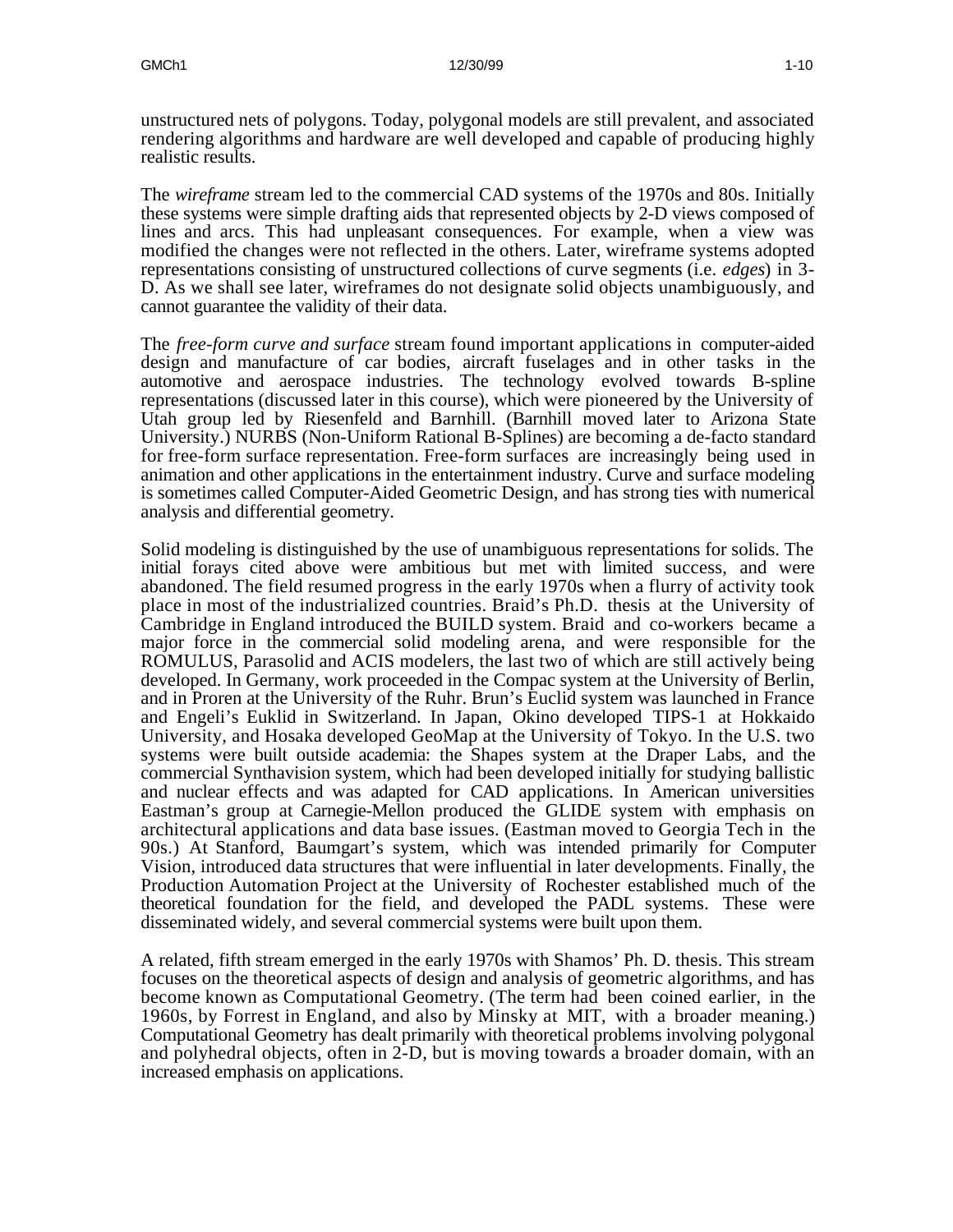unstructured nets of polygons. Today, polygonal models are still prevalent, and associated rendering algorithms and hardware are well developed and capable of producing highly realistic results.

The *wireframe* stream led to the commercial CAD systems of the 1970s and 80s. Initially these systems were simple drafting aids that represented objects by 2-D views composed of lines and arcs. This had unpleasant consequences. For example, when a view was modified the changes were not reflected in the others. Later, wireframe systems adopted representations consisting of unstructured collections of curve segments (i.e. *edges*) in 3-D. As we shall see later, wireframes do not designate solid objects unambiguously, and cannot guarantee the validity of their data.

The *free-form curve and surface* stream found important applications in computer-aided design and manufacture of car bodies, aircraft fuselages and in other tasks in the automotive and aerospace industries. The technology evolved towards B-spline representations (discussed later in this course), which were pioneered by the University of Utah group led by Riesenfeld and Barnhill. (Barnhill moved later to Arizona State University.) NURBS (Non-Uniform Rational B-Splines) are becoming a de-facto standard for free-form surface representation. Free-form surfaces are increasingly being used in animation and other applications in the entertainment industry. Curve and surface modeling is sometimes called Computer-Aided Geometric Design, and has strong ties with numerical analysis and differential geometry.

Solid modeling is distinguished by the use of unambiguous representations for solids. The initial forays cited above were ambitious but met with limited success, and were abandoned. The field resumed progress in the early 1970s when a flurry of activity took place in most of the industrialized countries. Braid's Ph.D. thesis at the University of Cambridge in England introduced the BUILD system. Braid and co-workers became a major force in the commercial solid modeling arena, and were responsible for the ROMULUS, Parasolid and ACIS modelers, the last two of which are still actively being developed. In Germany, work proceeded in the Compac system at the University of Berlin, and in Proren at the University of the Ruhr. Brun's Euclid system was launched in France and Engeli's Euklid in Switzerland. In Japan, Okino developed TIPS-1 at Hokkaido University, and Hosaka developed GeoMap at the University of Tokyo. In the U.S. two systems were built outside academia: the Shapes system at the Draper Labs, and the commercial Synthavision system, which had been developed initially for studying ballistic and nuclear effects and was adapted for CAD applications. In American universities Eastman's group at Carnegie-Mellon produced the GLIDE system with emphasis on architectural applications and data base issues. (Eastman moved to Georgia Tech in the 90s.) At Stanford, Baumgart's system, which was intended primarily for Computer Vision, introduced data structures that were influential in later developments. Finally, the Production Automation Project at the University of Rochester established much of the theoretical foundation for the field, and developed the PADL systems. These were disseminated widely, and several commercial systems were built upon them.

A related, fifth stream emerged in the early 1970s with Shamos' Ph. D. thesis. This stream focuses on the theoretical aspects of design and analysis of geometric algorithms, and has become known as Computational Geometry. (The term had been coined earlier, in the 1960s, by Forrest in England, and also by Minsky at MIT, with a broader meaning.) Computational Geometry has dealt primarily with theoretical problems involving polygonal and polyhedral objects, often in 2-D, but is moving towards a broader domain, with an increased emphasis on applications.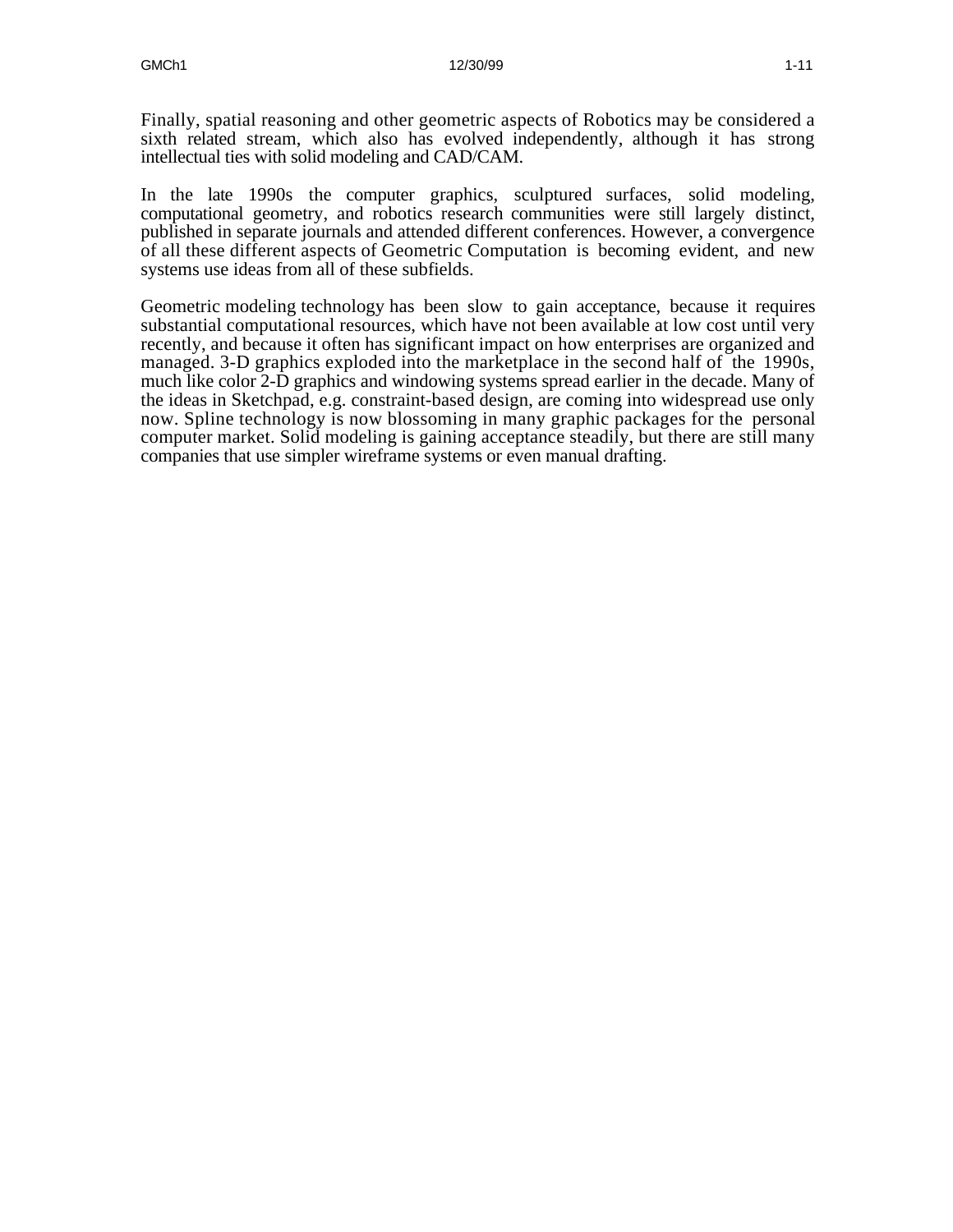Finally, spatial reasoning and other geometric aspects of Robotics may be considered a sixth related stream, which also has evolved independently, although it has strong intellectual ties with solid modeling and CAD/CAM.

In the late 1990s the computer graphics, sculptured surfaces, solid modeling, computational geometry, and robotics research communities were still largely distinct, published in separate journals and attended different conferences. However, a convergence of all these different aspects of Geometric Computation is becoming evident, and new systems use ideas from all of these subfields.

Geometric modeling technology has been slow to gain acceptance, because it requires substantial computational resources, which have not been available at low cost until very recently, and because it often has significant impact on how enterprises are organized and managed. 3-D graphics exploded into the marketplace in the second half of the 1990s, much like color 2-D graphics and windowing systems spread earlier in the decade. Many of the ideas in Sketchpad, e.g. constraint-based design, are coming into widespread use only now. Spline technology is now blossoming in many graphic packages for the personal computer market. Solid modeling is gaining acceptance steadily, but there are still many companies that use simpler wireframe systems or even manual drafting.